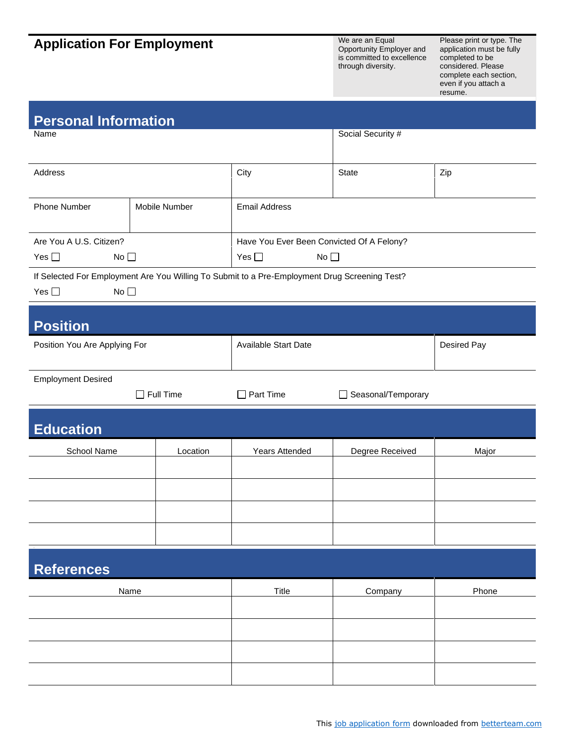# Application For Employment

We are an Equal Opportunity Employer and is committed to excellence through diversity.

Please print or type. The application must be fully completed to be considered. Please complete each section, even if you attach a resume.

## Personal Information

| Name | | | Social Security # | |
|---|---|---|---|---|
| Address | | City | State | Zip |
| Phone Number | Mobile Number | Email Address | | |

Are You A U.S. Citizen?
Yes ☐ No ☐

Have You Ever Been Convicted Of A Felony?
Yes ☐ No ☐

If Selected For Employment Are You Willing To Submit to a Pre-Employment Drug Screening Test?
Yes ☐ No ☐

## Position

| Position You Are Applying For | Available Start Date | Desired Pay |
|---|---|---|
| | | |

Employment Desired

☐ Full Time ☐ Part Time ☐ Seasonal/Temporary

## Education

| School Name | Location | Years Attended | Degree Received | Major |
|---|---|---|---|---|
| | | | | |
| | | | | |
| | | | | |
| | | | | |

## References

| Name | Title | Company | Phone |
|---|---|---|---|
| | | | |
| | | | |
| | | | |
| | | | |

This job application form downloaded from betterteam.com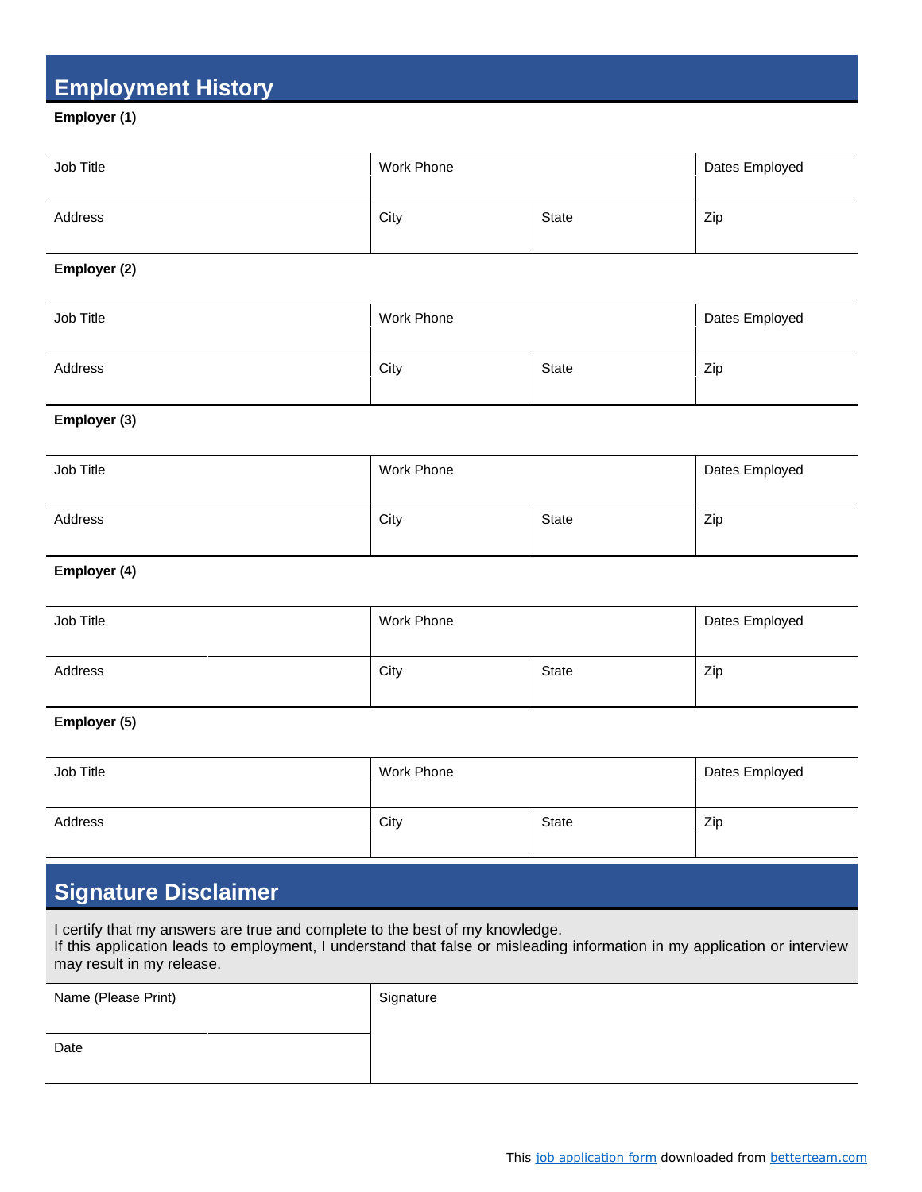## Employment History

**Employer (1)**

| | | | |
|---|---|---|---|
| Job Title | Work Phone | | Dates Employed |
| Address | City | State | Zip |

**Employer (2)**

| | | | |
|---|---|---|---|
| Job Title | Work Phone | | Dates Employed |
| Address | City | State | Zip |

**Employer (3)**

| | | | |
|---|---|---|---|
| Job Title | Work Phone | | Dates Employed |
| Address | City | State | Zip |

**Employer (4)**

| | | | |
|---|---|---|---|
| Job Title | Work Phone | | Dates Employed |
| Address | City | State | Zip |

**Employer (5)**

| | | | |
|---|---|---|---|
| Job Title | Work Phone | | Dates Employed |
| Address | City | State | Zip |

## Signature Disclaimer

I certify that my answers are true and complete to the best of my knowledge.
If this application leads to employment, I understand that false or misleading information in my application or interview may result in my release.

| | |
|---|---|
| Name (Please Print) | Signature |
| Date | |

This job application form downloaded from betterteam.com